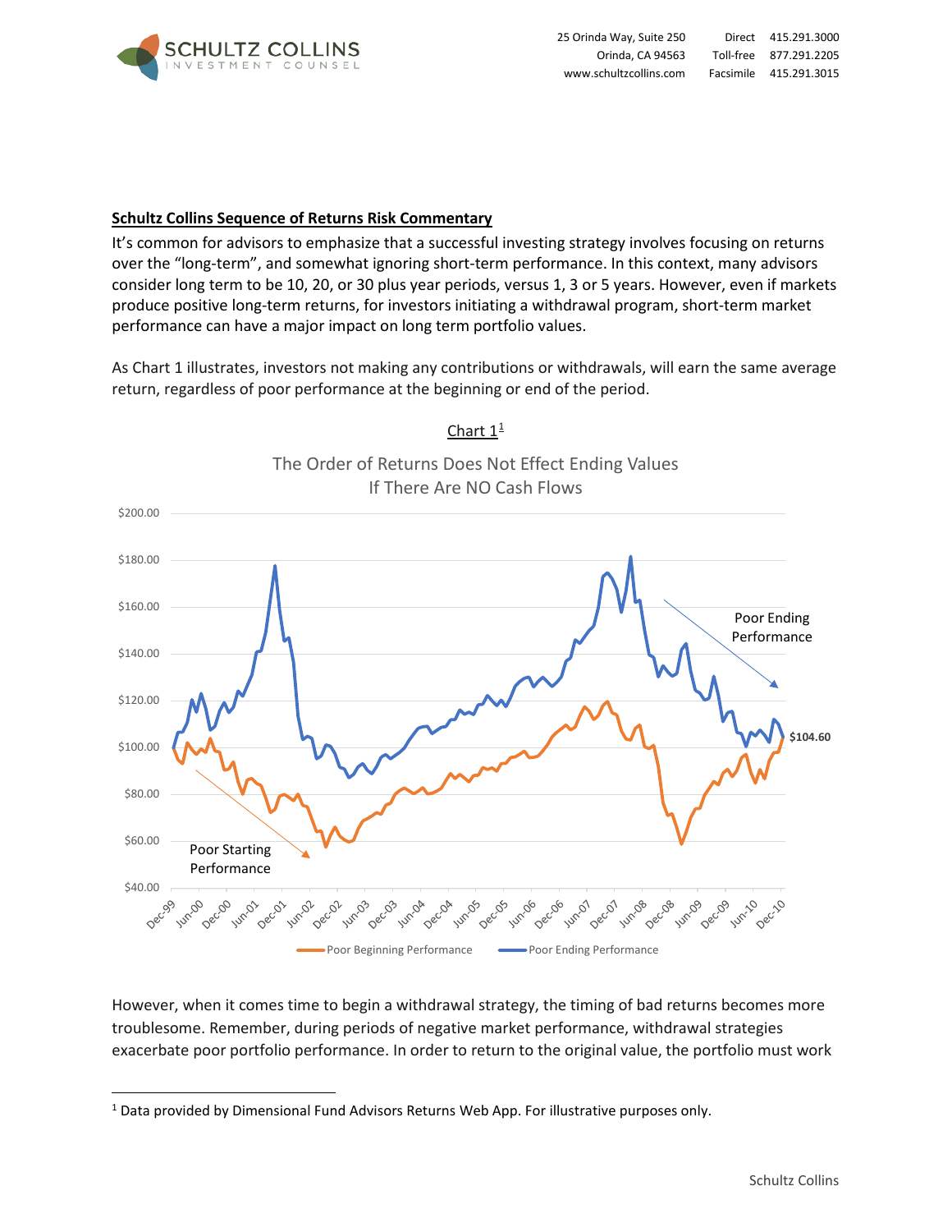**Schultz Collins Sequence of Returns Risk Commentary**

It's common for advisors to emphasize that a successful investing strategy involves focusing on returns over the "long-term", and somewhat ignoring short-term performance. In this context, many advisors consider long term to be 10, 20, or 30 plus year periods, versus 1, 3 or 5 years. However, even if markets produce positive long-term returns, for investors initiating a withdrawal program, short-term market performance can have a major impact on long term portfolio values.

As Chart 1 illustrates, investors not making any contributions or withdrawals, will earn the same average return, regardless of poor performance at the beginning or end of the period.

Chart 1[1]

The Order of Returns Does Not Effect Ending Values If There Are NO Cash Flows

However, when it comes time to begin a withdrawal strategy, the timing of bad returns becomes more troublesome. Remember, during periods of negative market performance, withdrawal strategies exacerbate poor portfolio performance. In order to return to the original value, the portfolio must work

[1] Data provided by Dimensional Fund Advisors Returns Web App. For illustrative purposes only.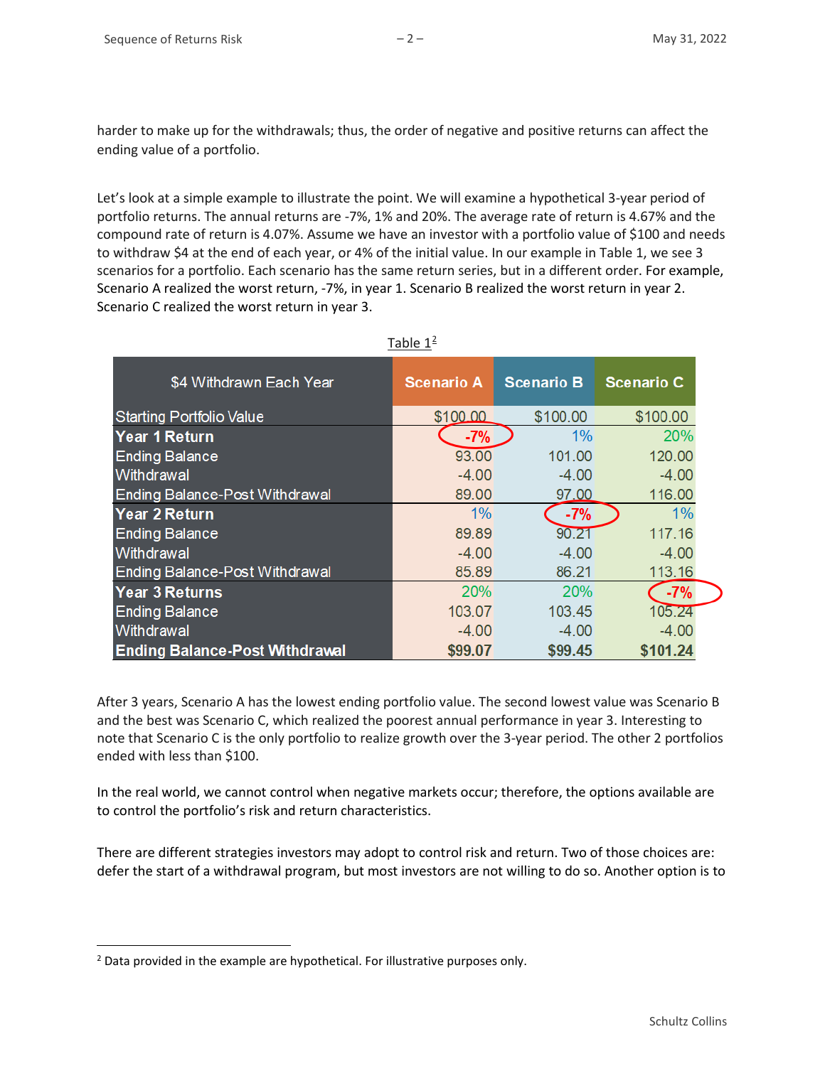harder to make up for the withdrawals; thus, the order of negative and positive returns can affect the ending value of a portfolio.

Let's look at a simple example to illustrate the point. We will examine a hypothetical 3-year period of portfolio returns. The annual returns are -7%, 1% and 20%. The average rate of return is 4.67% and the compound rate of return is 4.07%. Assume we have an investor with a portfolio value of $100 and needs to withdraw $4 at the end of each year, or 4% of the initial value. In our example in Table 1, we see 3 scenarios for a portfolio. Each scenario has the same return series, but in a different order. For example, Scenario A realized the worst return, -7%, in year 1. Scenario B realized the worst return in year 2. Scenario C realized the worst return in year 3.

Table 1[2]

| $4 Withdrawn Each Year | Scenario A | Scenario B | Scenario C |
|---|---|---|---|
| Starting Portfolio Value | $100.00 | $100.00 | $100.00 |
| **Year 1 Return** | -7% | 1% | 20% |
| Ending Balance | 93.00 | 101.00 | 120.00 |
| Withdrawal | -4.00 | -4.00 | -4.00 |
| Ending Balance-Post Withdrawal | 89.00 | 97.00 | 116.00 |
| **Year 2 Return** | 1% | -7% | 1% |
| Ending Balance | 89.89 | 90.21 | 117.16 |
| Withdrawal | -4.00 | -4.00 | -4.00 |
| Ending Balance-Post Withdrawal | 85.89 | 86.21 | 113.16 |
| **Year 3 Returns** | 20% | 20% | -7% |
| Ending Balance | 103.07 | 103.45 | 105.24 |
| Withdrawal | -4.00 | -4.00 | -4.00 |
| **Ending Balance-Post Withdrawal** | **$99.07** | **$99.45** | **$101.24** |

After 3 years, Scenario A has the lowest ending portfolio value. The second lowest value was Scenario B and the best was Scenario C, which realized the poorest annual performance in year 3. Interesting to note that Scenario C is the only portfolio to realize growth over the 3-year period. The other 2 portfolios ended with less than $100.

In the real world, we cannot control when negative markets occur; therefore, the options available are to control the portfolio's risk and return characteristics.

There are different strategies investors may adopt to control risk and return. Two of those choices are: defer the start of a withdrawal program, but most investors are not willing to do so. Another option is to

[2] Data provided in the example are hypothetical. For illustrative purposes only.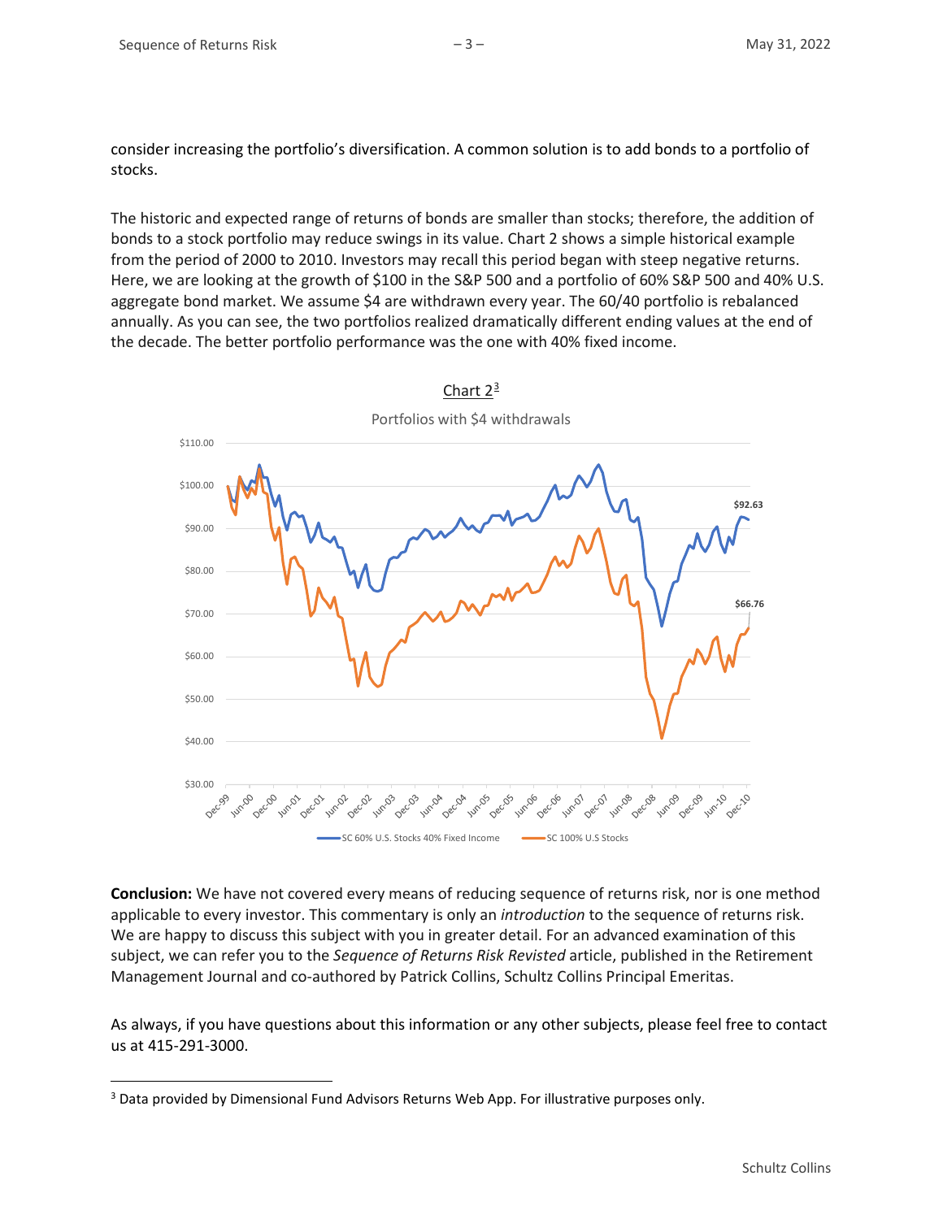consider increasing the portfolio's diversification. A common solution is to add bonds to a portfolio of stocks.

The historic and expected range of returns of bonds are smaller than stocks; therefore, the addition of bonds to a stock portfolio may reduce swings in its value. Chart 2 shows a simple historical example from the period of 2000 to 2010. Investors may recall this period began with steep negative returns. Here, we are looking at the growth of $100 in the S&P 500 and a portfolio of 60% S&P 500 and 40% U.S. aggregate bond market. We assume $4 are withdrawn every year. The 60/40 portfolio is rebalanced annually. As you can see, the two portfolios realized dramatically different ending values at the end of the decade. The better portfolio performance was the one with 40% fixed income.

Chart 2[3]

Portfolios with $4 withdrawals

**Conclusion:** We have not covered every means of reducing sequence of returns risk, nor is one method applicable to every investor. This commentary is only an *introduction* to the sequence of returns risk. We are happy to discuss this subject with you in greater detail. For an advanced examination of this subject, we can refer you to the *Sequence of Returns Risk Revisted* article, published in the Retirement Management Journal and co-authored by Patrick Collins, Schultz Collins Principal Emeritas.

As always, if you have questions about this information or any other subjects, please feel free to contact us at 415-291-3000.

---

[3] Data provided by Dimensional Fund Advisors Returns Web App. For illustrative purposes only.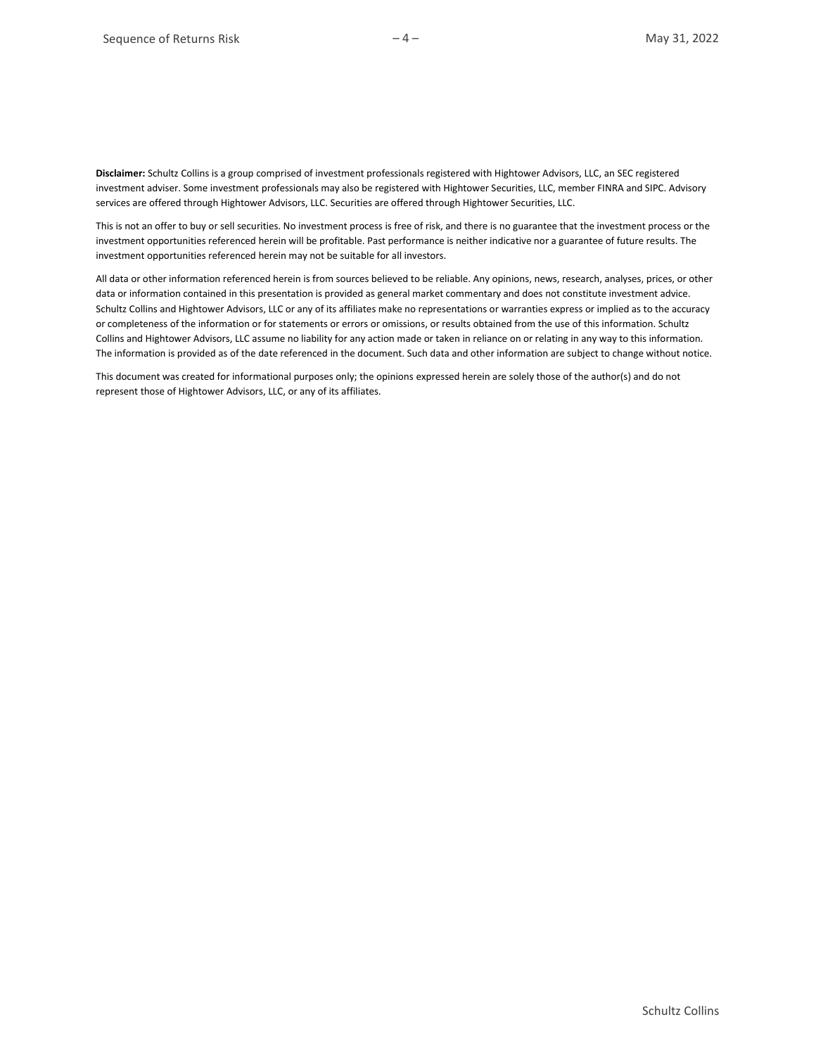**Disclaimer:** Schultz Collins is a group comprised of investment professionals registered with Hightower Advisors, LLC, an SEC registered investment adviser. Some investment professionals may also be registered with Hightower Securities, LLC, member FINRA and SIPC. Advisory services are offered through Hightower Advisors, LLC. Securities are offered through Hightower Securities, LLC.

This is not an offer to buy or sell securities. No investment process is free of risk, and there is no guarantee that the investment process or the investment opportunities referenced herein will be profitable. Past performance is neither indicative nor a guarantee of future results. The investment opportunities referenced herein may not be suitable for all investors.

All data or other information referenced herein is from sources believed to be reliable. Any opinions, news, research, analyses, prices, or other data or information contained in this presentation is provided as general market commentary and does not constitute investment advice. Schultz Collins and Hightower Advisors, LLC or any of its affiliates make no representations or warranties express or implied as to the accuracy or completeness of the information or for statements or errors or omissions, or results obtained from the use of this information. Schultz Collins and Hightower Advisors, LLC assume no liability for any action made or taken in reliance on or relating in any way to this information. The information is provided as of the date referenced in the document. Such data and other information are subject to change without notice.

This document was created for informational purposes only; the opinions expressed herein are solely those of the author(s) and do not represent those of Hightower Advisors, LLC, or any of its affiliates.